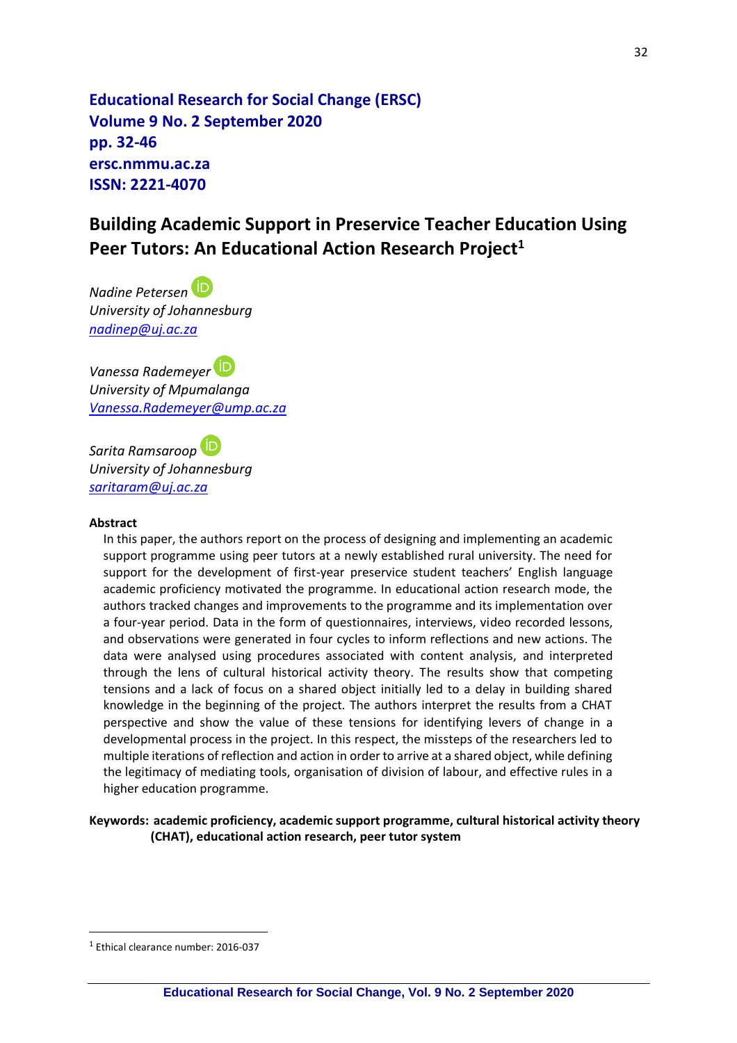**Educational Research for Social Change (ERSC)**
**Volume 9 No. 2 September 2020**
**pp. 32-46**
**ersc.nmmu.ac.za**
**ISSN: 2221-4070**

# Building Academic Support in Preservice Teacher Education Using Peer Tutors: An Educational Action Research Project[1]

*Nadine Petersen*
*University of Johannesburg*
*nadinep@uj.ac.za*

*Vanessa Rademeyer*
*University of Mpumalanga*
*Vanessa.Rademeyer@ump.ac.za*

*Sarita Ramsaroop*
*University of Johannesburg*
*saritaram@uj.ac.za*

## Abstract

In this paper, the authors report on the process of designing and implementing an academic support programme using peer tutors at a newly established rural university. The need for support for the development of first-year preservice student teachers' English language academic proficiency motivated the programme. In educational action research mode, the authors tracked changes and improvements to the programme and its implementation over a four-year period. Data in the form of questionnaires, interviews, video recorded lessons, and observations were generated in four cycles to inform reflections and new actions. The data were analysed using procedures associated with content analysis, and interpreted through the lens of cultural historical activity theory. The results show that competing tensions and a lack of focus on a shared object initially led to a delay in building shared knowledge in the beginning of the project. The authors interpret the results from a CHAT perspective and show the value of these tensions for identifying levers of change in a developmental process in the project. In this respect, the missteps of the researchers led to multiple iterations of reflection and action in order to arrive at a shared object, while defining the legitimacy of mediating tools, organisation of division of labour, and effective rules in a higher education programme.

**Keywords: academic proficiency, academic support programme, cultural historical activity theory (CHAT), educational action research, peer tutor system**

[1] Ethical clearance number: 2016-037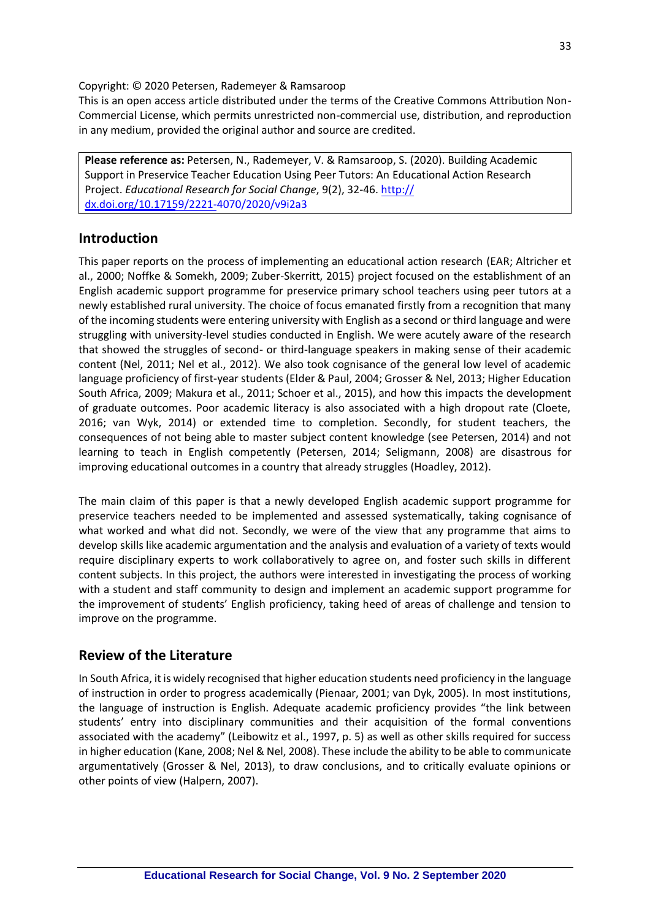Copyright: © 2020 Petersen, Rademeyer & Ramsaroop

This is an open access article distributed under the terms of the Creative Commons Attribution Non-Commercial License, which permits unrestricted non-commercial use, distribution, and reproduction in any medium, provided the original author and source are credited.

**Please reference as:** Petersen, N., Rademeyer, V. & Ramsaroop, S. (2020). Building Academic Support in Preservice Teacher Education Using Peer Tutors: An Educational Action Research Project. *Educational Research for Social Change*, 9(2), 32-46. http://dx.doi.org/10.17159/2221-4070/2020/v9i2a3

## Introduction

This paper reports on the process of implementing an educational action research (EAR; Altricher et al., 2000; Noffke & Somekh, 2009; Zuber-Skerritt, 2015) project focused on the establishment of an English academic support programme for preservice primary school teachers using peer tutors at a newly established rural university. The choice of focus emanated firstly from a recognition that many of the incoming students were entering university with English as a second or third language and were struggling with university-level studies conducted in English. We were acutely aware of the research that showed the struggles of second- or third-language speakers in making sense of their academic content (Nel, 2011; Nel et al., 2012). We also took cognisance of the general low level of academic language proficiency of first-year students (Elder & Paul, 2004; Grosser & Nel, 2013; Higher Education South Africa, 2009; Makura et al., 2011; Schoer et al., 2015), and how this impacts the development of graduate outcomes. Poor academic literacy is also associated with a high dropout rate (Cloete, 2016; van Wyk, 2014) or extended time to completion. Secondly, for student teachers, the consequences of not being able to master subject content knowledge (see Petersen, 2014) and not learning to teach in English competently (Petersen, 2014; Seligmann, 2008) are disastrous for improving educational outcomes in a country that already struggles (Hoadley, 2012).

The main claim of this paper is that a newly developed English academic support programme for preservice teachers needed to be implemented and assessed systematically, taking cognisance of what worked and what did not. Secondly, we were of the view that any programme that aims to develop skills like academic argumentation and the analysis and evaluation of a variety of texts would require disciplinary experts to work collaboratively to agree on, and foster such skills in different content subjects. In this project, the authors were interested in investigating the process of working with a student and staff community to design and implement an academic support programme for the improvement of students' English proficiency, taking heed of areas of challenge and tension to improve on the programme.

## Review of the Literature

In South Africa, it is widely recognised that higher education students need proficiency in the language of instruction in order to progress academically (Pienaar, 2001; van Dyk, 2005). In most institutions, the language of instruction is English. Adequate academic proficiency provides "the link between students' entry into disciplinary communities and their acquisition of the formal conventions associated with the academy" (Leibowitz et al., 1997, p. 5) as well as other skills required for success in higher education (Kane, 2008; Nel & Nel, 2008). These include the ability to be able to communicate argumentatively (Grosser & Nel, 2013), to draw conclusions, and to critically evaluate opinions or other points of view (Halpern, 2007).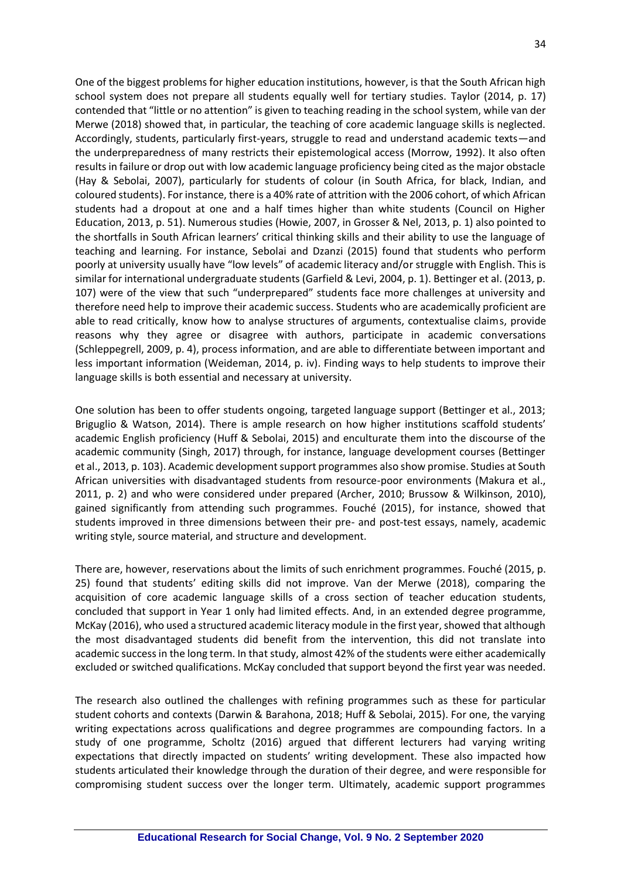One of the biggest problems for higher education institutions, however, is that the South African high school system does not prepare all students equally well for tertiary studies. Taylor (2014, p. 17) contended that "little or no attention" is given to teaching reading in the school system, while van der Merwe (2018) showed that, in particular, the teaching of core academic language skills is neglected. Accordingly, students, particularly first-years, struggle to read and understand academic texts—and the underpreparedness of many restricts their epistemological access (Morrow, 1992). It also often results in failure or drop out with low academic language proficiency being cited as the major obstacle (Hay & Sebolai, 2007), particularly for students of colour (in South Africa, for black, Indian, and coloured students). For instance, there is a 40% rate of attrition with the 2006 cohort, of which African students had a dropout at one and a half times higher than white students (Council on Higher Education, 2013, p. 51). Numerous studies (Howie, 2007, in Grosser & Nel, 2013, p. 1) also pointed to the shortfalls in South African learners' critical thinking skills and their ability to use the language of teaching and learning. For instance, Sebolai and Dzanzi (2015) found that students who perform poorly at university usually have "low levels" of academic literacy and/or struggle with English. This is similar for international undergraduate students (Garfield & Levi, 2004, p. 1). Bettinger et al. (2013, p. 107) were of the view that such "underprepared" students face more challenges at university and therefore need help to improve their academic success. Students who are academically proficient are able to read critically, know how to analyse structures of arguments, contextualise claims, provide reasons why they agree or disagree with authors, participate in academic conversations (Schleppegrell, 2009, p. 4), process information, and are able to differentiate between important and less important information (Weideman, 2014, p. iv). Finding ways to help students to improve their language skills is both essential and necessary at university.

One solution has been to offer students ongoing, targeted language support (Bettinger et al., 2013; Briguglio & Watson, 2014). There is ample research on how higher institutions scaffold students' academic English proficiency (Huff & Sebolai, 2015) and enculturate them into the discourse of the academic community (Singh, 2017) through, for instance, language development courses (Bettinger et al., 2013, p. 103). Academic development support programmes also show promise. Studies at South African universities with disadvantaged students from resource-poor environments (Makura et al., 2011, p. 2) and who were considered under prepared (Archer, 2010; Brussow & Wilkinson, 2010), gained significantly from attending such programmes. Fouché (2015), for instance, showed that students improved in three dimensions between their pre- and post-test essays, namely, academic writing style, source material, and structure and development.

There are, however, reservations about the limits of such enrichment programmes. Fouché (2015, p. 25) found that students' editing skills did not improve. Van der Merwe (2018), comparing the acquisition of core academic language skills of a cross section of teacher education students, concluded that support in Year 1 only had limited effects. And, in an extended degree programme, McKay (2016), who used a structured academic literacy module in the first year, showed that although the most disadvantaged students did benefit from the intervention, this did not translate into academic success in the long term. In that study, almost 42% of the students were either academically excluded or switched qualifications. McKay concluded that support beyond the first year was needed.

The research also outlined the challenges with refining programmes such as these for particular student cohorts and contexts (Darwin & Barahona, 2018; Huff & Sebolai, 2015). For one, the varying writing expectations across qualifications and degree programmes are compounding factors. In a study of one programme, Scholtz (2016) argued that different lecturers had varying writing expectations that directly impacted on students' writing development. These also impacted how students articulated their knowledge through the duration of their degree, and were responsible for compromising student success over the longer term. Ultimately, academic support programmes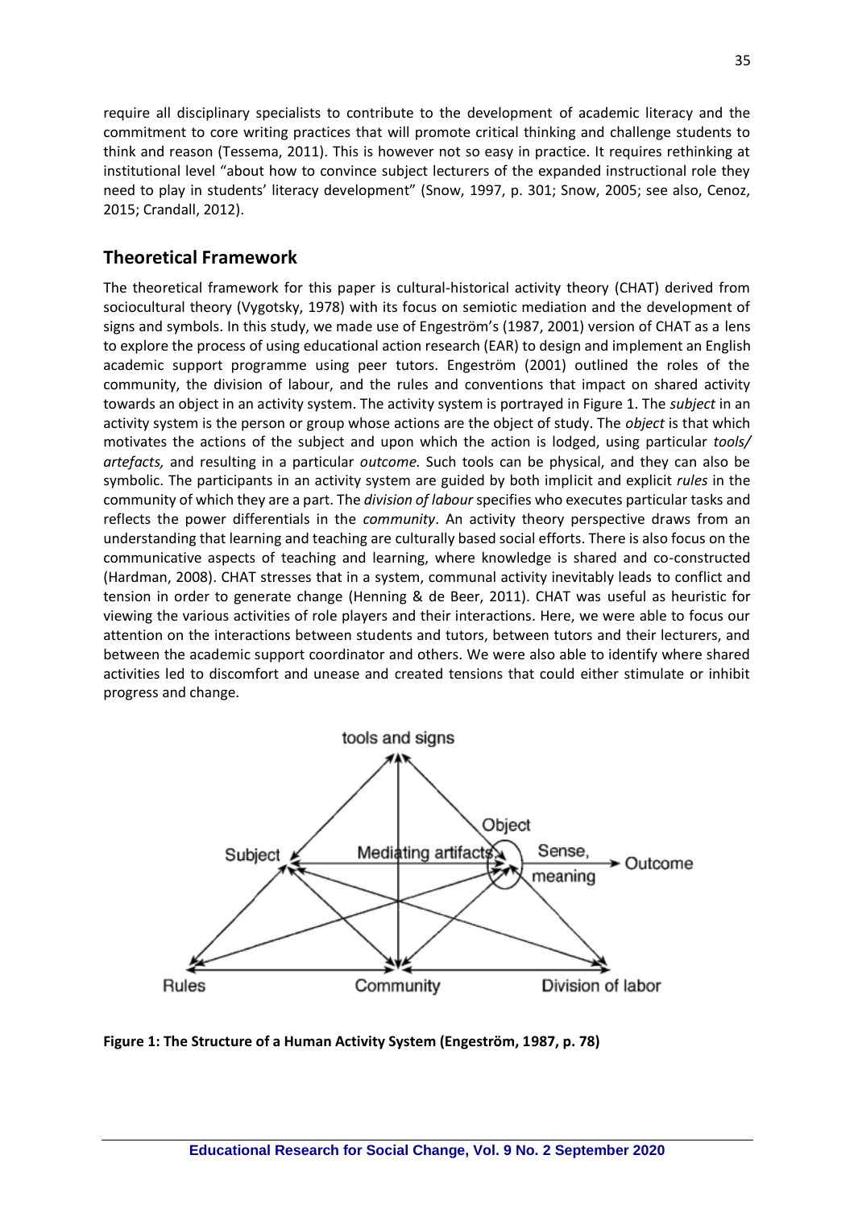require all disciplinary specialists to contribute to the development of academic literacy and the commitment to core writing practices that will promote critical thinking and challenge students to think and reason (Tessema, 2011). This is however not so easy in practice. It requires rethinking at institutional level "about how to convince subject lecturers of the expanded instructional role they need to play in students' literacy development" (Snow, 1997, p. 301; Snow, 2005; see also, Cenoz, 2015; Crandall, 2012).

## Theoretical Framework

The theoretical framework for this paper is cultural-historical activity theory (CHAT) derived from sociocultural theory (Vygotsky, 1978) with its focus on semiotic mediation and the development of signs and symbols. In this study, we made use of Engeström's (1987, 2001) version of CHAT as a lens to explore the process of using educational action research (EAR) to design and implement an English academic support programme using peer tutors. Engeström (2001) outlined the roles of the community, the division of labour, and the rules and conventions that impact on shared activity towards an object in an activity system. The activity system is portrayed in Figure 1. The *subject* in an activity system is the person or group whose actions are the object of study. The *object* is that which motivates the actions of the subject and upon which the action is lodged, using particular *tools/ artefacts,* and resulting in a particular *outcome.* Such tools can be physical, and they can also be symbolic. The participants in an activity system are guided by both implicit and explicit *rules* in the community of which they are a part. The *division of labour* specifies who executes particular tasks and reflects the power differentials in the *community*. An activity theory perspective draws from an understanding that learning and teaching are culturally based social efforts. There is also focus on the communicative aspects of teaching and learning, where knowledge is shared and co-constructed (Hardman, 2008). CHAT stresses that in a system, communal activity inevitably leads to conflict and tension in order to generate change (Henning & de Beer, 2011). CHAT was useful as heuristic for viewing the various activities of role players and their interactions. Here, we were able to focus our attention on the interactions between students and tutors, between tutors and their lecturers, and between the academic support coordinator and others. We were also able to identify where shared activities led to discomfort and unease and created tensions that could either stimulate or inhibit progress and change.

**Figure 1: The Structure of a Human Activity System (Engeström, 1987, p. 78)**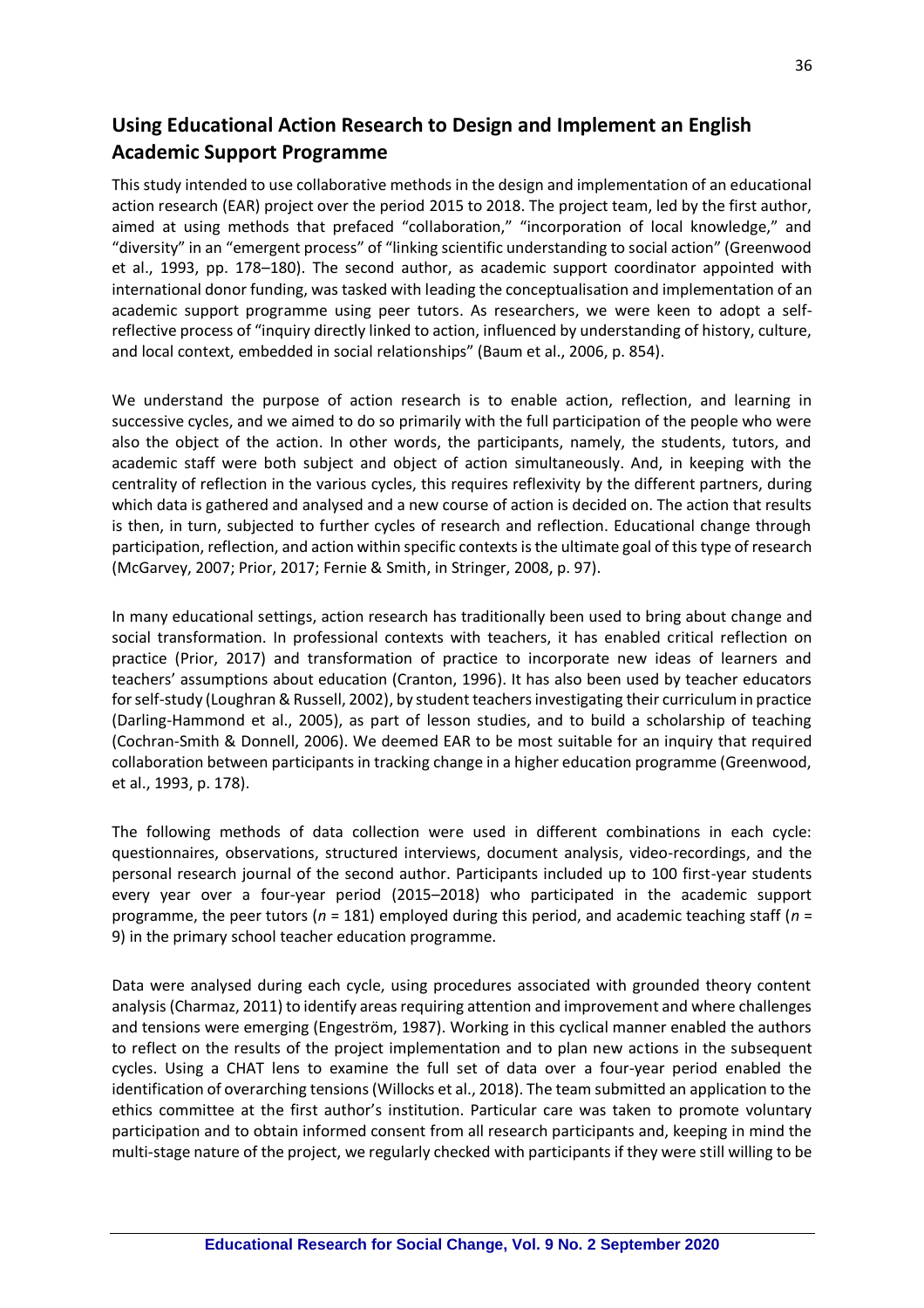## Using Educational Action Research to Design and Implement an English Academic Support Programme

This study intended to use collaborative methods in the design and implementation of an educational action research (EAR) project over the period 2015 to 2018. The project team, led by the first author, aimed at using methods that prefaced "collaboration," "incorporation of local knowledge," and "diversity" in an "emergent process" of "linking scientific understanding to social action" (Greenwood et al., 1993, pp. 178–180). The second author, as academic support coordinator appointed with international donor funding, was tasked with leading the conceptualisation and implementation of an academic support programme using peer tutors. As researchers, we were keen to adopt a self-reflective process of "inquiry directly linked to action, influenced by understanding of history, culture, and local context, embedded in social relationships" (Baum et al., 2006, p. 854).

We understand the purpose of action research is to enable action, reflection, and learning in successive cycles, and we aimed to do so primarily with the full participation of the people who were also the object of the action. In other words, the participants, namely, the students, tutors, and academic staff were both subject and object of action simultaneously. And, in keeping with the centrality of reflection in the various cycles, this requires reflexivity by the different partners, during which data is gathered and analysed and a new course of action is decided on. The action that results is then, in turn, subjected to further cycles of research and reflection. Educational change through participation, reflection, and action within specific contexts is the ultimate goal of this type of research (McGarvey, 2007; Prior, 2017; Fernie & Smith, in Stringer, 2008, p. 97).

In many educational settings, action research has traditionally been used to bring about change and social transformation. In professional contexts with teachers, it has enabled critical reflection on practice (Prior, 2017) and transformation of practice to incorporate new ideas of learners and teachers' assumptions about education (Cranton, 1996). It has also been used by teacher educators for self-study (Loughran & Russell, 2002), by student teachers investigating their curriculum in practice (Darling-Hammond et al., 2005), as part of lesson studies, and to build a scholarship of teaching (Cochran-Smith & Donnell, 2006). We deemed EAR to be most suitable for an inquiry that required collaboration between participants in tracking change in a higher education programme (Greenwood, et al., 1993, p. 178).

The following methods of data collection were used in different combinations in each cycle: questionnaires, observations, structured interviews, document analysis, video-recordings, and the personal research journal of the second author. Participants included up to 100 first-year students every year over a four-year period (2015–2018) who participated in the academic support programme, the peer tutors (*n* = 181) employed during this period, and academic teaching staff (*n* = 9) in the primary school teacher education programme.

Data were analysed during each cycle, using procedures associated with grounded theory content analysis (Charmaz, 2011) to identify areas requiring attention and improvement and where challenges and tensions were emerging (Engeström, 1987). Working in this cyclical manner enabled the authors to reflect on the results of the project implementation and to plan new actions in the subsequent cycles. Using a CHAT lens to examine the full set of data over a four-year period enabled the identification of overarching tensions (Willocks et al., 2018). The team submitted an application to the ethics committee at the first author's institution. Particular care was taken to promote voluntary participation and to obtain informed consent from all research participants and, keeping in mind the multi-stage nature of the project, we regularly checked with participants if they were still willing to be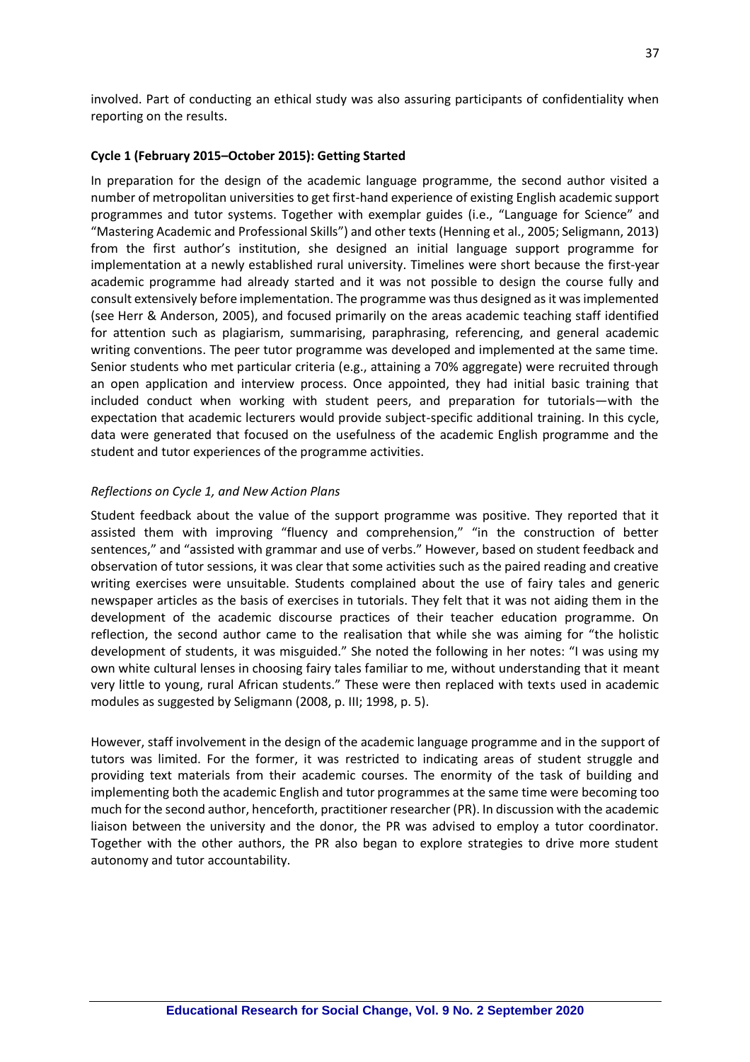involved. Part of conducting an ethical study was also assuring participants of confidentiality when reporting on the results.

**Cycle 1 (February 2015–October 2015): Getting Started**

In preparation for the design of the academic language programme, the second author visited a number of metropolitan universities to get first-hand experience of existing English academic support programmes and tutor systems. Together with exemplar guides (i.e., "Language for Science" and "Mastering Academic and Professional Skills") and other texts (Henning et al., 2005; Seligmann, 2013) from the first author's institution, she designed an initial language support programme for implementation at a newly established rural university. Timelines were short because the first-year academic programme had already started and it was not possible to design the course fully and consult extensively before implementation. The programme was thus designed as it was implemented (see Herr & Anderson, 2005), and focused primarily on the areas academic teaching staff identified for attention such as plagiarism, summarising, paraphrasing, referencing, and general academic writing conventions. The peer tutor programme was developed and implemented at the same time. Senior students who met particular criteria (e.g., attaining a 70% aggregate) were recruited through an open application and interview process. Once appointed, they had initial basic training that included conduct when working with student peers, and preparation for tutorials—with the expectation that academic lecturers would provide subject-specific additional training. In this cycle, data were generated that focused on the usefulness of the academic English programme and the student and tutor experiences of the programme activities.

*Reflections on Cycle 1, and New Action Plans*

Student feedback about the value of the support programme was positive. They reported that it assisted them with improving "fluency and comprehension," "in the construction of better sentences," and "assisted with grammar and use of verbs." However, based on student feedback and observation of tutor sessions, it was clear that some activities such as the paired reading and creative writing exercises were unsuitable. Students complained about the use of fairy tales and generic newspaper articles as the basis of exercises in tutorials. They felt that it was not aiding them in the development of the academic discourse practices of their teacher education programme. On reflection, the second author came to the realisation that while she was aiming for "the holistic development of students, it was misguided." She noted the following in her notes: "I was using my own white cultural lenses in choosing fairy tales familiar to me, without understanding that it meant very little to young, rural African students." These were then replaced with texts used in academic modules as suggested by Seligmann (2008, p. III; 1998, p. 5).

However, staff involvement in the design of the academic language programme and in the support of tutors was limited. For the former, it was restricted to indicating areas of student struggle and providing text materials from their academic courses. The enormity of the task of building and implementing both the academic English and tutor programmes at the same time were becoming too much for the second author, henceforth, practitioner researcher (PR). In discussion with the academic liaison between the university and the donor, the PR was advised to employ a tutor coordinator. Together with the other authors, the PR also began to explore strategies to drive more student autonomy and tutor accountability.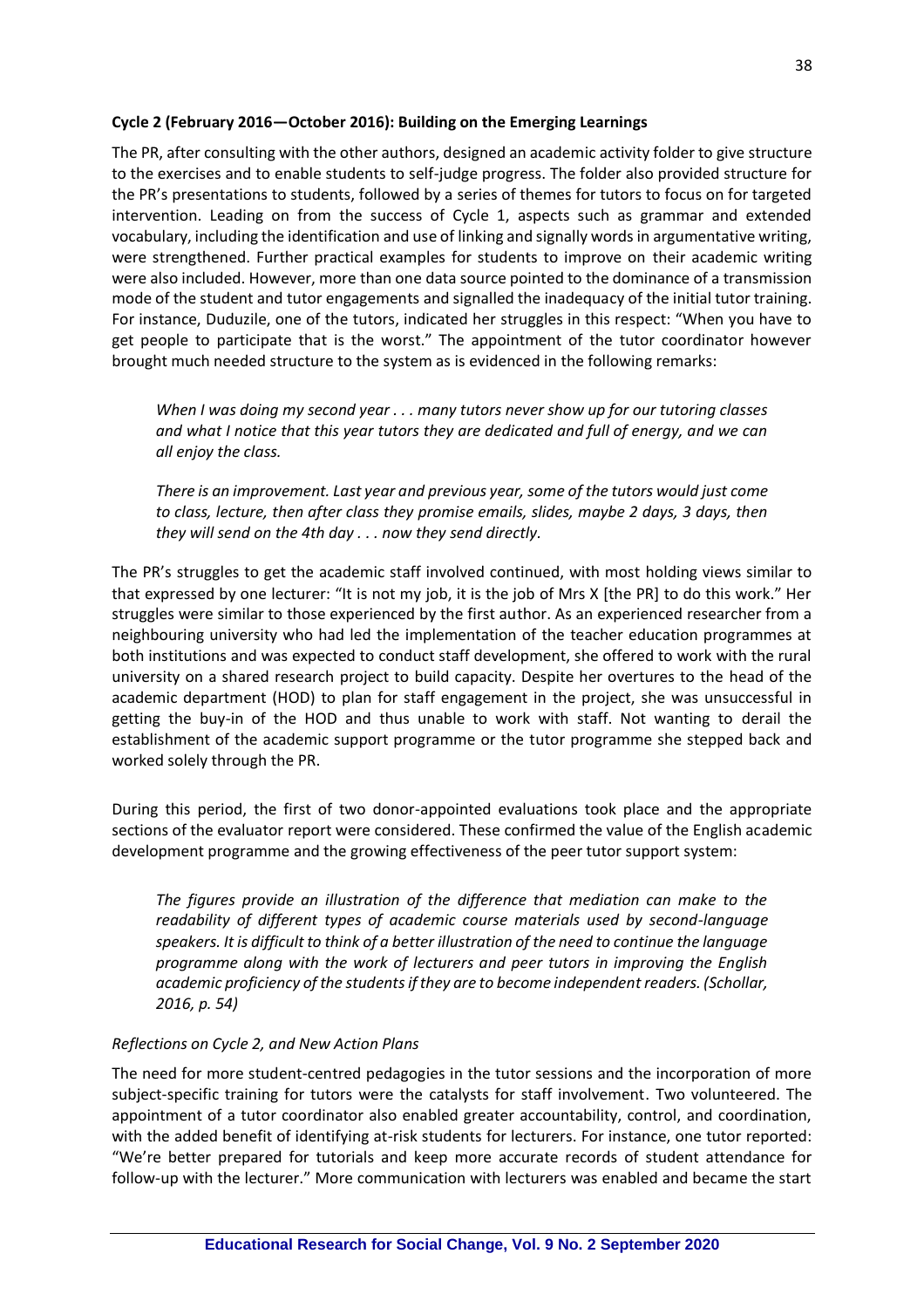### Cycle 2 (February 2016—October 2016): Building on the Emerging Learnings

The PR, after consulting with the other authors, designed an academic activity folder to give structure to the exercises and to enable students to self-judge progress. The folder also provided structure for the PR's presentations to students, followed by a series of themes for tutors to focus on for targeted intervention. Leading on from the success of Cycle 1, aspects such as grammar and extended vocabulary, including the identification and use of linking and signally words in argumentative writing, were strengthened. Further practical examples for students to improve on their academic writing were also included. However, more than one data source pointed to the dominance of a transmission mode of the student and tutor engagements and signalled the inadequacy of the initial tutor training. For instance, Duduzile, one of the tutors, indicated her struggles in this respect: "When you have to get people to participate that is the worst." The appointment of the tutor coordinator however brought much needed structure to the system as is evidenced in the following remarks:

> *When I was doing my second year . . . many tutors never show up for our tutoring classes and what I notice that this year tutors they are dedicated and full of energy, and we can all enjoy the class.*
>
> *There is an improvement. Last year and previous year, some of the tutors would just come to class, lecture, then after class they promise emails, slides, maybe 2 days, 3 days, then they will send on the 4th day . . . now they send directly.*

The PR's struggles to get the academic staff involved continued, with most holding views similar to that expressed by one lecturer: "It is not my job, it is the job of Mrs X [the PR] to do this work." Her struggles were similar to those experienced by the first author. As an experienced researcher from a neighbouring university who had led the implementation of the teacher education programmes at both institutions and was expected to conduct staff development, she offered to work with the rural university on a shared research project to build capacity. Despite her overtures to the head of the academic department (HOD) to plan for staff engagement in the project, she was unsuccessful in getting the buy-in of the HOD and thus unable to work with staff. Not wanting to derail the establishment of the academic support programme or the tutor programme she stepped back and worked solely through the PR.

During this period, the first of two donor-appointed evaluations took place and the appropriate sections of the evaluator report were considered. These confirmed the value of the English academic development programme and the growing effectiveness of the peer tutor support system:

> *The figures provide an illustration of the difference that mediation can make to the readability of different types of academic course materials used by second-language speakers. It is difficult to think of a better illustration of the need to continue the language programme along with the work of lecturers and peer tutors in improving the English academic proficiency of the students if they are to become independent readers. (Schollar, 2016, p. 54)*

#### *Reflections on Cycle 2, and New Action Plans*

The need for more student-centred pedagogies in the tutor sessions and the incorporation of more subject-specific training for tutors were the catalysts for staff involvement. Two volunteered. The appointment of a tutor coordinator also enabled greater accountability, control, and coordination, with the added benefit of identifying at-risk students for lecturers. For instance, one tutor reported: "We're better prepared for tutorials and keep more accurate records of student attendance for follow-up with the lecturer." More communication with lecturers was enabled and became the start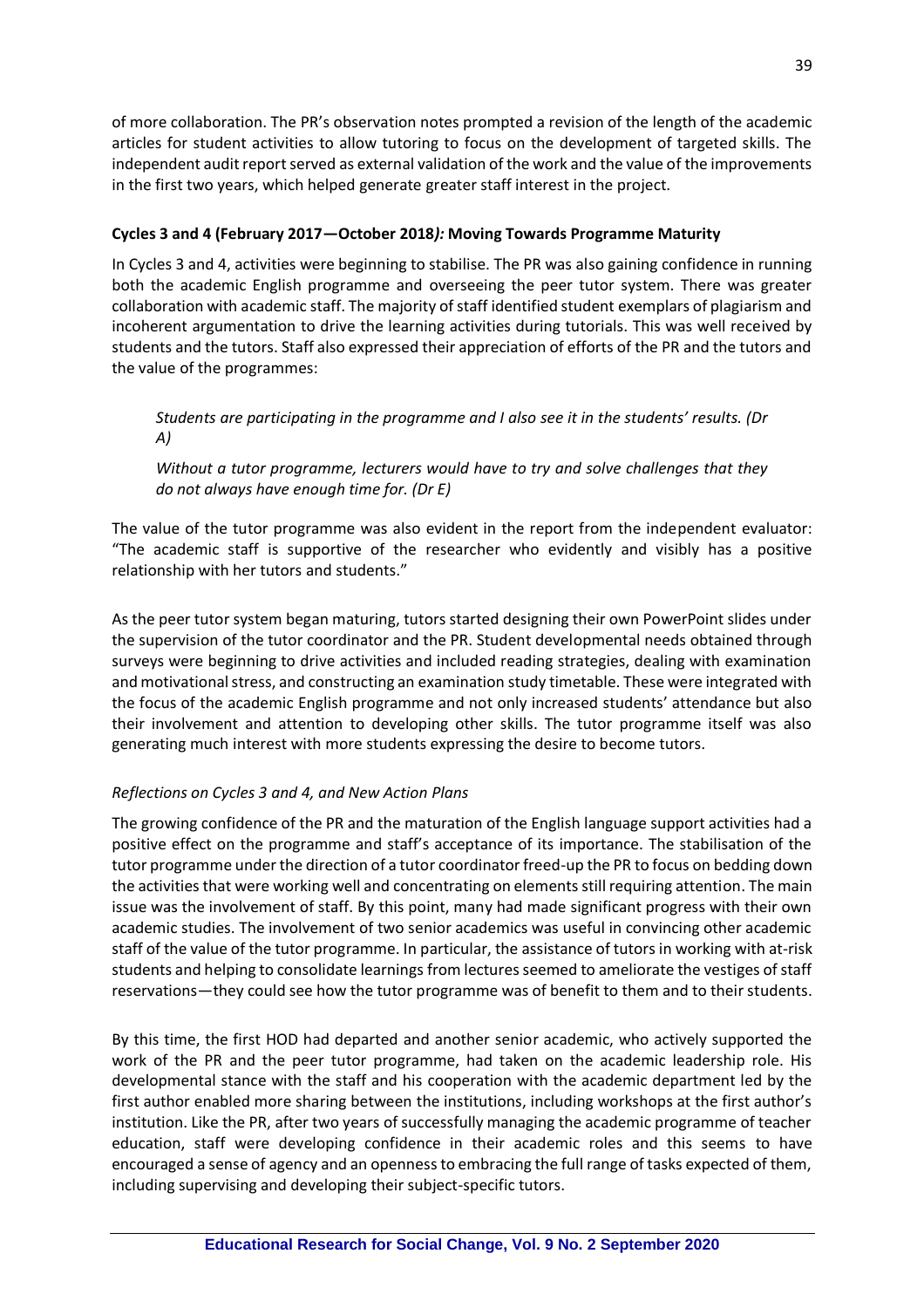of more collaboration. The PR's observation notes prompted a revision of the length of the academic articles for student activities to allow tutoring to focus on the development of targeted skills. The independent audit report served as external validation of the work and the value of the improvements in the first two years, which helped generate greater staff interest in the project.

### Cycles 3 and 4 (February 2017—October 2018*):* Moving Towards Programme Maturity

In Cycles 3 and 4, activities were beginning to stabilise. The PR was also gaining confidence in running both the academic English programme and overseeing the peer tutor system. There was greater collaboration with academic staff. The majority of staff identified student exemplars of plagiarism and incoherent argumentation to drive the learning activities during tutorials. This was well received by students and the tutors. Staff also expressed their appreciation of efforts of the PR and the tutors and the value of the programmes:

> *Students are participating in the programme and I also see it in the students' results. (Dr A)*
>
> *Without a tutor programme, lecturers would have to try and solve challenges that they do not always have enough time for. (Dr E)*

The value of the tutor programme was also evident in the report from the independent evaluator: "The academic staff is supportive of the researcher who evidently and visibly has a positive relationship with her tutors and students."

As the peer tutor system began maturing, tutors started designing their own PowerPoint slides under the supervision of the tutor coordinator and the PR. Student developmental needs obtained through surveys were beginning to drive activities and included reading strategies, dealing with examination and motivational stress, and constructing an examination study timetable. These were integrated with the focus of the academic English programme and not only increased students' attendance but also their involvement and attention to developing other skills. The tutor programme itself was also generating much interest with more students expressing the desire to become tutors.

#### *Reflections on Cycles 3 and 4, and New Action Plans*

The growing confidence of the PR and the maturation of the English language support activities had a positive effect on the programme and staff's acceptance of its importance. The stabilisation of the tutor programme under the direction of a tutor coordinator freed-up the PR to focus on bedding down the activities that were working well and concentrating on elements still requiring attention. The main issue was the involvement of staff. By this point, many had made significant progress with their own academic studies. The involvement of two senior academics was useful in convincing other academic staff of the value of the tutor programme. In particular, the assistance of tutors in working with at-risk students and helping to consolidate learnings from lectures seemed to ameliorate the vestiges of staff reservations—they could see how the tutor programme was of benefit to them and to their students.

By this time, the first HOD had departed and another senior academic, who actively supported the work of the PR and the peer tutor programme, had taken on the academic leadership role. His developmental stance with the staff and his cooperation with the academic department led by the first author enabled more sharing between the institutions, including workshops at the first author's institution. Like the PR, after two years of successfully managing the academic programme of teacher education, staff were developing confidence in their academic roles and this seems to have encouraged a sense of agency and an openness to embracing the full range of tasks expected of them, including supervising and developing their subject-specific tutors.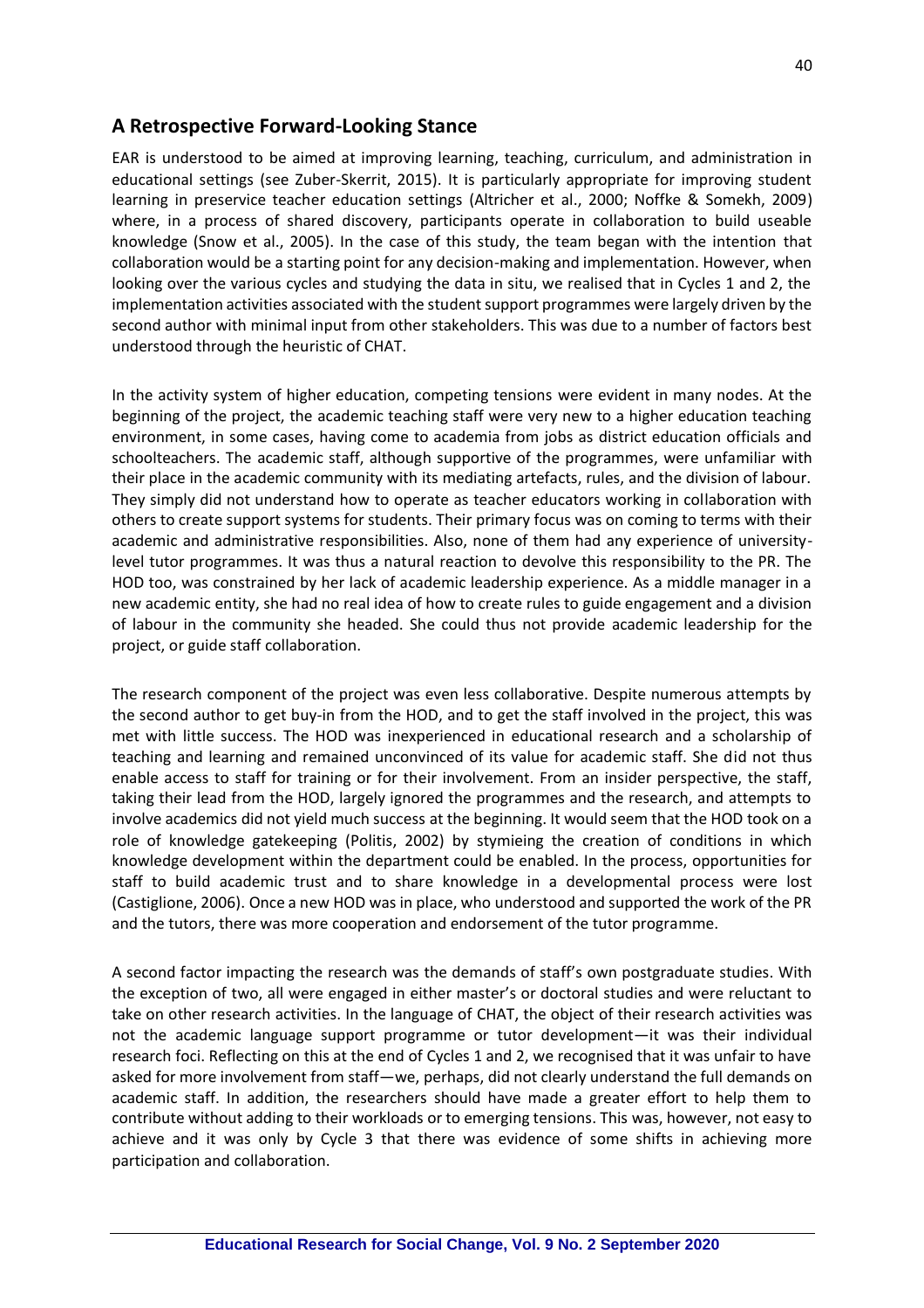## A Retrospective Forward-Looking Stance

EAR is understood to be aimed at improving learning, teaching, curriculum, and administration in educational settings (see Zuber-Skerrit, 2015). It is particularly appropriate for improving student learning in preservice teacher education settings (Altricher et al., 2000; Noffke & Somekh, 2009) where, in a process of shared discovery, participants operate in collaboration to build useable knowledge (Snow et al., 2005). In the case of this study, the team began with the intention that collaboration would be a starting point for any decision-making and implementation. However, when looking over the various cycles and studying the data in situ, we realised that in Cycles 1 and 2, the implementation activities associated with the student support programmes were largely driven by the second author with minimal input from other stakeholders. This was due to a number of factors best understood through the heuristic of CHAT.

In the activity system of higher education, competing tensions were evident in many nodes. At the beginning of the project, the academic teaching staff were very new to a higher education teaching environment, in some cases, having come to academia from jobs as district education officials and schoolteachers. The academic staff, although supportive of the programmes, were unfamiliar with their place in the academic community with its mediating artefacts, rules, and the division of labour. They simply did not understand how to operate as teacher educators working in collaboration with others to create support systems for students. Their primary focus was on coming to terms with their academic and administrative responsibilities. Also, none of them had any experience of university-level tutor programmes. It was thus a natural reaction to devolve this responsibility to the PR. The HOD too, was constrained by her lack of academic leadership experience. As a middle manager in a new academic entity, she had no real idea of how to create rules to guide engagement and a division of labour in the community she headed. She could thus not provide academic leadership for the project, or guide staff collaboration.

The research component of the project was even less collaborative. Despite numerous attempts by the second author to get buy-in from the HOD, and to get the staff involved in the project, this was met with little success. The HOD was inexperienced in educational research and a scholarship of teaching and learning and remained unconvinced of its value for academic staff. She did not thus enable access to staff for training or for their involvement. From an insider perspective, the staff, taking their lead from the HOD, largely ignored the programmes and the research, and attempts to involve academics did not yield much success at the beginning. It would seem that the HOD took on a role of knowledge gatekeeping (Politis, 2002) by stymieing the creation of conditions in which knowledge development within the department could be enabled. In the process, opportunities for staff to build academic trust and to share knowledge in a developmental process were lost (Castiglione, 2006). Once a new HOD was in place, who understood and supported the work of the PR and the tutors, there was more cooperation and endorsement of the tutor programme.

A second factor impacting the research was the demands of staff's own postgraduate studies. With the exception of two, all were engaged in either master's or doctoral studies and were reluctant to take on other research activities. In the language of CHAT, the object of their research activities was not the academic language support programme or tutor development—it was their individual research foci. Reflecting on this at the end of Cycles 1 and 2, we recognised that it was unfair to have asked for more involvement from staff—we, perhaps, did not clearly understand the full demands on academic staff. In addition, the researchers should have made a greater effort to help them to contribute without adding to their workloads or to emerging tensions. This was, however, not easy to achieve and it was only by Cycle 3 that there was evidence of some shifts in achieving more participation and collaboration.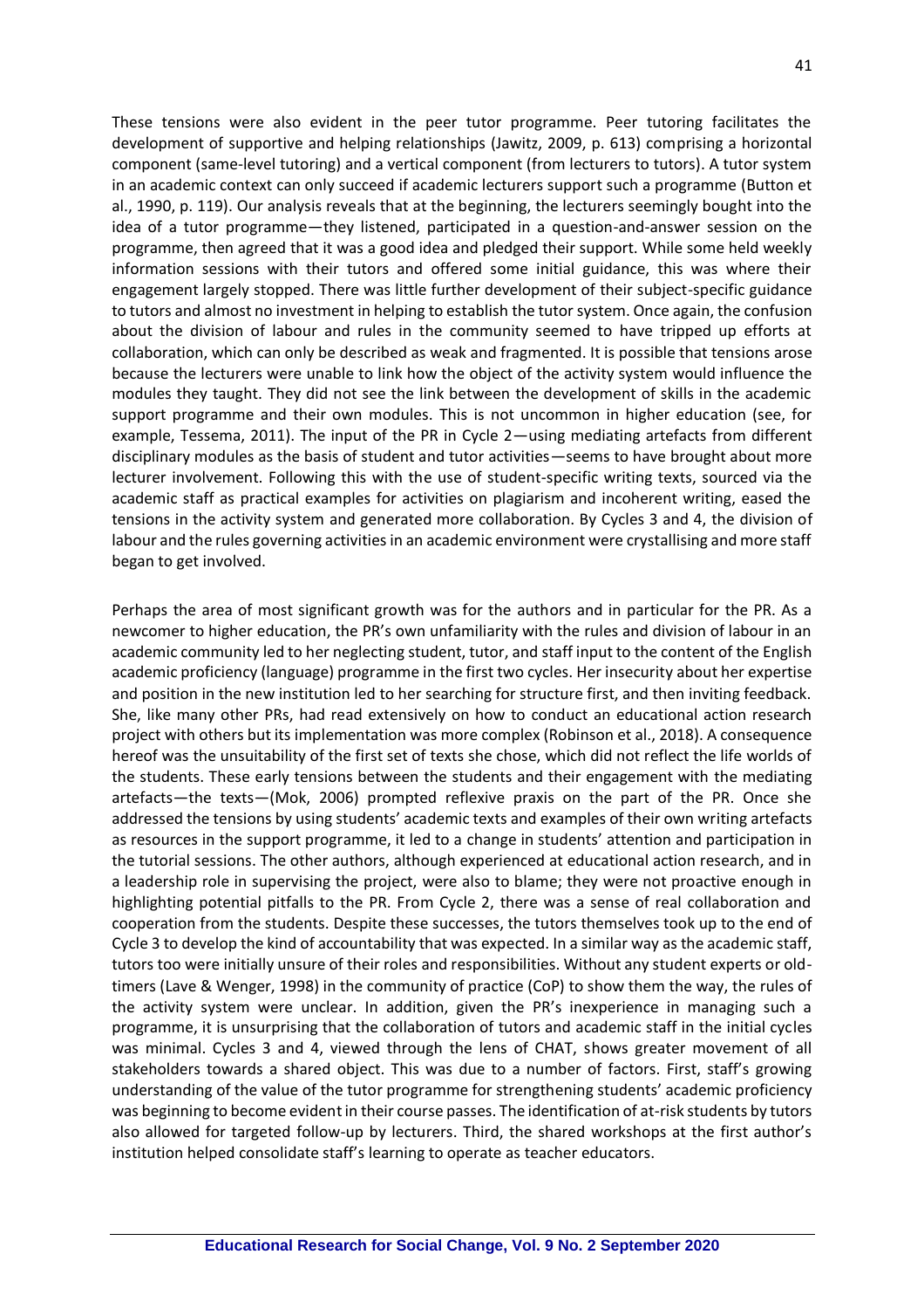These tensions were also evident in the peer tutor programme. Peer tutoring facilitates the development of supportive and helping relationships (Jawitz, 2009, p. 613) comprising a horizontal component (same-level tutoring) and a vertical component (from lecturers to tutors). A tutor system in an academic context can only succeed if academic lecturers support such a programme (Button et al., 1990, p. 119). Our analysis reveals that at the beginning, the lecturers seemingly bought into the idea of a tutor programme—they listened, participated in a question-and-answer session on the programme, then agreed that it was a good idea and pledged their support. While some held weekly information sessions with their tutors and offered some initial guidance, this was where their engagement largely stopped. There was little further development of their subject-specific guidance to tutors and almost no investment in helping to establish the tutor system. Once again, the confusion about the division of labour and rules in the community seemed to have tripped up efforts at collaboration, which can only be described as weak and fragmented. It is possible that tensions arose because the lecturers were unable to link how the object of the activity system would influence the modules they taught. They did not see the link between the development of skills in the academic support programme and their own modules. This is not uncommon in higher education (see, for example, Tessema, 2011). The input of the PR in Cycle 2—using mediating artefacts from different disciplinary modules as the basis of student and tutor activities—seems to have brought about more lecturer involvement. Following this with the use of student-specific writing texts, sourced via the academic staff as practical examples for activities on plagiarism and incoherent writing, eased the tensions in the activity system and generated more collaboration. By Cycles 3 and 4, the division of labour and the rules governing activities in an academic environment were crystallising and more staff began to get involved.

Perhaps the area of most significant growth was for the authors and in particular for the PR. As a newcomer to higher education, the PR's own unfamiliarity with the rules and division of labour in an academic community led to her neglecting student, tutor, and staff input to the content of the English academic proficiency (language) programme in the first two cycles. Her insecurity about her expertise and position in the new institution led to her searching for structure first, and then inviting feedback. She, like many other PRs, had read extensively on how to conduct an educational action research project with others but its implementation was more complex (Robinson et al., 2018). A consequence hereof was the unsuitability of the first set of texts she chose, which did not reflect the life worlds of the students. These early tensions between the students and their engagement with the mediating artefacts—the texts—(Mok, 2006) prompted reflexive praxis on the part of the PR. Once she addressed the tensions by using students' academic texts and examples of their own writing artefacts as resources in the support programme, it led to a change in students' attention and participation in the tutorial sessions. The other authors, although experienced at educational action research, and in a leadership role in supervising the project, were also to blame; they were not proactive enough in highlighting potential pitfalls to the PR. From Cycle 2, there was a sense of real collaboration and cooperation from the students. Despite these successes, the tutors themselves took up to the end of Cycle 3 to develop the kind of accountability that was expected. In a similar way as the academic staff, tutors too were initially unsure of their roles and responsibilities. Without any student experts or old-timers (Lave & Wenger, 1998) in the community of practice (CoP) to show them the way, the rules of the activity system were unclear. In addition, given the PR's inexperience in managing such a programme, it is unsurprising that the collaboration of tutors and academic staff in the initial cycles was minimal. Cycles 3 and 4, viewed through the lens of CHAT, shows greater movement of all stakeholders towards a shared object. This was due to a number of factors. First, staff's growing understanding of the value of the tutor programme for strengthening students' academic proficiency was beginning to become evident in their course passes. The identification of at-risk students by tutors also allowed for targeted follow-up by lecturers. Third, the shared workshops at the first author's institution helped consolidate staff's learning to operate as teacher educators.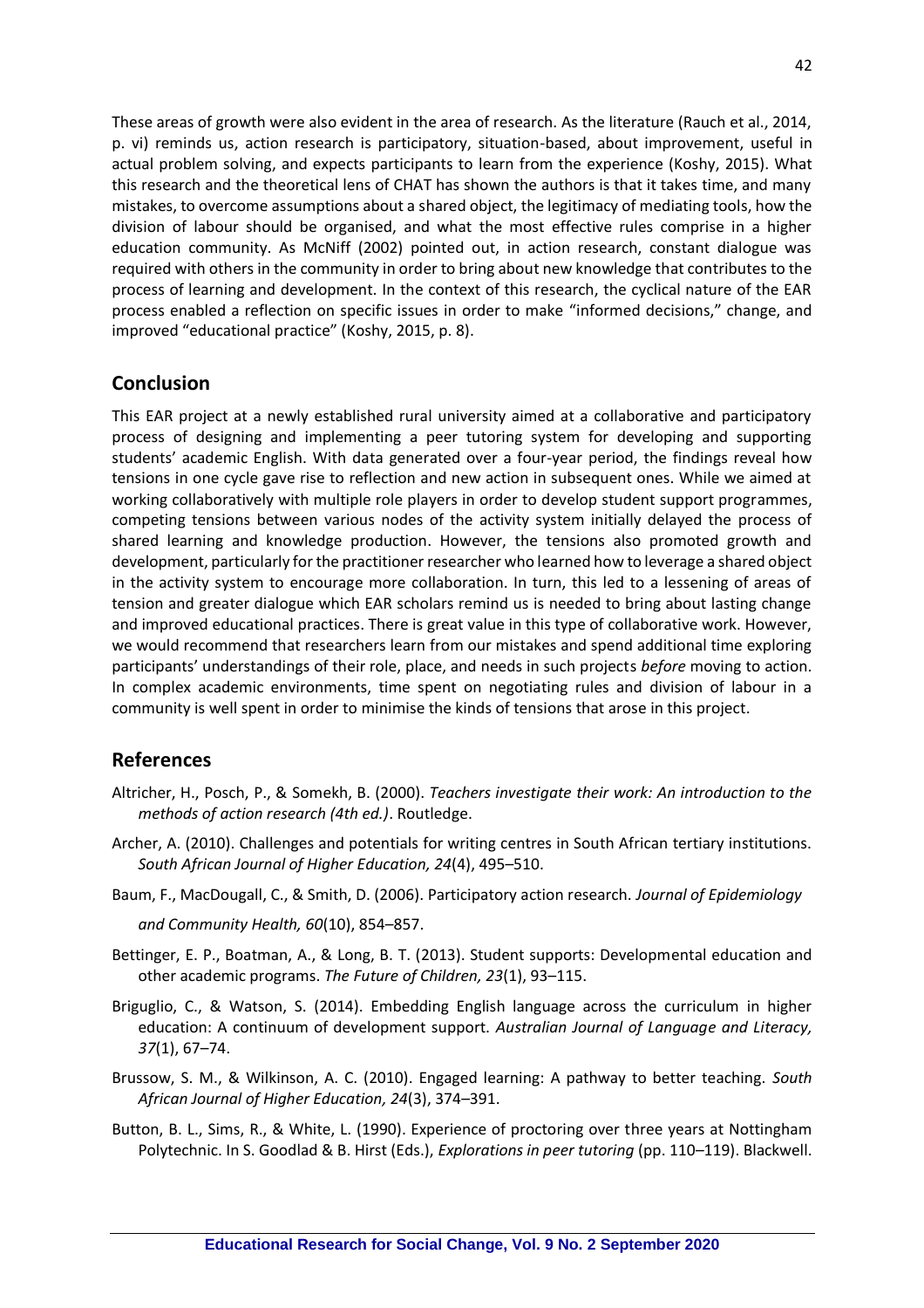These areas of growth were also evident in the area of research. As the literature (Rauch et al., 2014, p. vi) reminds us, action research is participatory, situation-based, about improvement, useful in actual problem solving, and expects participants to learn from the experience (Koshy, 2015). What this research and the theoretical lens of CHAT has shown the authors is that it takes time, and many mistakes, to overcome assumptions about a shared object, the legitimacy of mediating tools, how the division of labour should be organised, and what the most effective rules comprise in a higher education community. As McNiff (2002) pointed out, in action research, constant dialogue was required with others in the community in order to bring about new knowledge that contributes to the process of learning and development. In the context of this research, the cyclical nature of the EAR process enabled a reflection on specific issues in order to make "informed decisions," change, and improved "educational practice" (Koshy, 2015, p. 8).

## Conclusion

This EAR project at a newly established rural university aimed at a collaborative and participatory process of designing and implementing a peer tutoring system for developing and supporting students' academic English. With data generated over a four-year period, the findings reveal how tensions in one cycle gave rise to reflection and new action in subsequent ones. While we aimed at working collaboratively with multiple role players in order to develop student support programmes, competing tensions between various nodes of the activity system initially delayed the process of shared learning and knowledge production. However, the tensions also promoted growth and development, particularly for the practitioner researcher who learned how to leverage a shared object in the activity system to encourage more collaboration. In turn, this led to a lessening of areas of tension and greater dialogue which EAR scholars remind us is needed to bring about lasting change and improved educational practices. There is great value in this type of collaborative work. However, we would recommend that researchers learn from our mistakes and spend additional time exploring participants' understandings of their role, place, and needs in such projects *before* moving to action. In complex academic environments, time spent on negotiating rules and division of labour in a community is well spent in order to minimise the kinds of tensions that arose in this project.

## References

Altricher, H., Posch, P., & Somekh, B. (2000). *Teachers investigate their work: An introduction to the methods of action research (4th ed.)*. Routledge.

Archer, A. (2010). Challenges and potentials for writing centres in South African tertiary institutions. *South African Journal of Higher Education, 24*(4), 495–510.

Baum, F., MacDougall, C., & Smith, D. (2006). Participatory action research. *Journal of Epidemiology and Community Health, 60*(10), 854–857.

Bettinger, E. P., Boatman, A., & Long, B. T. (2013). Student supports: Developmental education and other academic programs. *The Future of Children, 23*(1), 93–115.

Briguglio, C., & Watson, S. (2014). Embedding English language across the curriculum in higher education: A continuum of development support. *Australian Journal of Language and Literacy, 37*(1), 67–74.

Brussow, S. M., & Wilkinson, A. C. (2010). Engaged learning: A pathway to better teaching. *South African Journal of Higher Education, 24*(3), 374–391.

Button, B. L., Sims, R., & White, L. (1990). Experience of proctoring over three years at Nottingham Polytechnic. In S. Goodlad & B. Hirst (Eds.), *Explorations in peer tutoring* (pp. 110–119). Blackwell.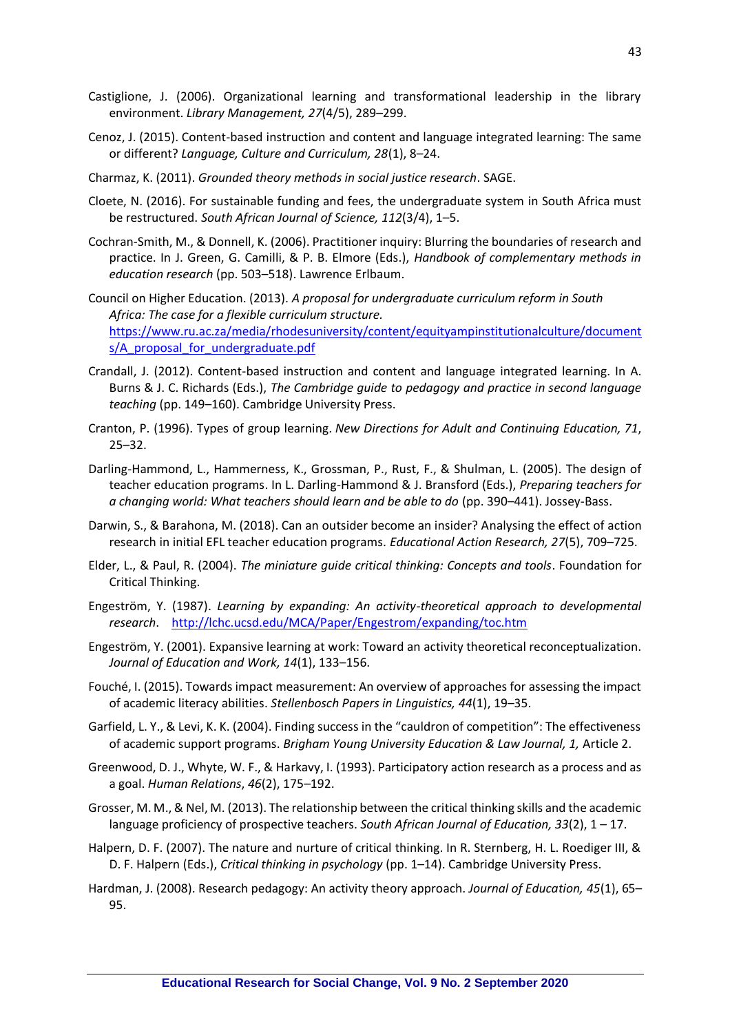Castiglione, J. (2006). Organizational learning and transformational leadership in the library environment. *Library Management, 27*(4/5), 289–299.

Cenoz, J. (2015). Content-based instruction and content and language integrated learning: The same or different? *Language, Culture and Curriculum, 28*(1), 8–24.

Charmaz, K. (2011). *Grounded theory methods in social justice research*. SAGE.

Cloete, N. (2016). For sustainable funding and fees, the undergraduate system in South Africa must be restructured. *South African Journal of Science, 112*(3/4), 1–5.

Cochran-Smith, M., & Donnell, K. (2006). Practitioner inquiry: Blurring the boundaries of research and practice. In J. Green, G. Camilli, & P. B. Elmore (Eds.), *Handbook of complementary methods in education research* (pp. 503–518). Lawrence Erlbaum.

Council on Higher Education. (2013). *A proposal for undergraduate curriculum reform in South Africa: The case for a flexible curriculum structure.* https://www.ru.ac.za/media/rhodesuniversity/content/equityampinstitutionalculture/documents/A_proposal_for_undergraduate.pdf

Crandall, J. (2012). Content-based instruction and content and language integrated learning. In A. Burns & J. C. Richards (Eds.), *The Cambridge guide to pedagogy and practice in second language teaching* (pp. 149–160). Cambridge University Press.

Cranton, P. (1996). Types of group learning. *New Directions for Adult and Continuing Education, 71*, 25–32.

Darling-Hammond, L., Hammerness, K., Grossman, P., Rust, F., & Shulman, L. (2005). The design of teacher education programs. In L. Darling-Hammond & J. Bransford (Eds.), *Preparing teachers for a changing world: What teachers should learn and be able to do* (pp. 390–441). Jossey-Bass.

Darwin, S., & Barahona, M. (2018). Can an outsider become an insider? Analysing the effect of action research in initial EFL teacher education programs. *Educational Action Research, 27*(5), 709–725.

Elder, L., & Paul, R. (2004). *The miniature guide critical thinking: Concepts and tools*. Foundation for Critical Thinking.

Engeström, Y. (1987). *Learning by expanding: An activity-theoretical approach to developmental research*. http://lchc.ucsd.edu/MCA/Paper/Engestrom/expanding/toc.htm

Engeström, Y. (2001). Expansive learning at work: Toward an activity theoretical reconceptualization. *Journal of Education and Work, 14*(1), 133–156.

Fouché, I. (2015). Towards impact measurement: An overview of approaches for assessing the impact of academic literacy abilities. *Stellenbosch Papers in Linguistics, 44*(1), 19–35.

Garfield, L. Y., & Levi, K. K. (2004). Finding success in the "cauldron of competition": The effectiveness of academic support programs. *Brigham Young University Education & Law Journal, 1,* Article 2.

Greenwood, D. J., Whyte, W. F., & Harkavy, I. (1993). Participatory action research as a process and as a goal. *Human Relations*, *46*(2), 175–192.

Grosser, M. M., & Nel, M. (2013). The relationship between the critical thinking skills and the academic language proficiency of prospective teachers. *South African Journal of Education, 33*(2), 1 – 17.

Halpern, D. F. (2007). The nature and nurture of critical thinking. In R. Sternberg, H. L. Roediger III, & D. F. Halpern (Eds.), *Critical thinking in psychology* (pp. 1–14). Cambridge University Press.

Hardman, J. (2008). Research pedagogy: An activity theory approach. *Journal of Education, 45*(1), 65–95.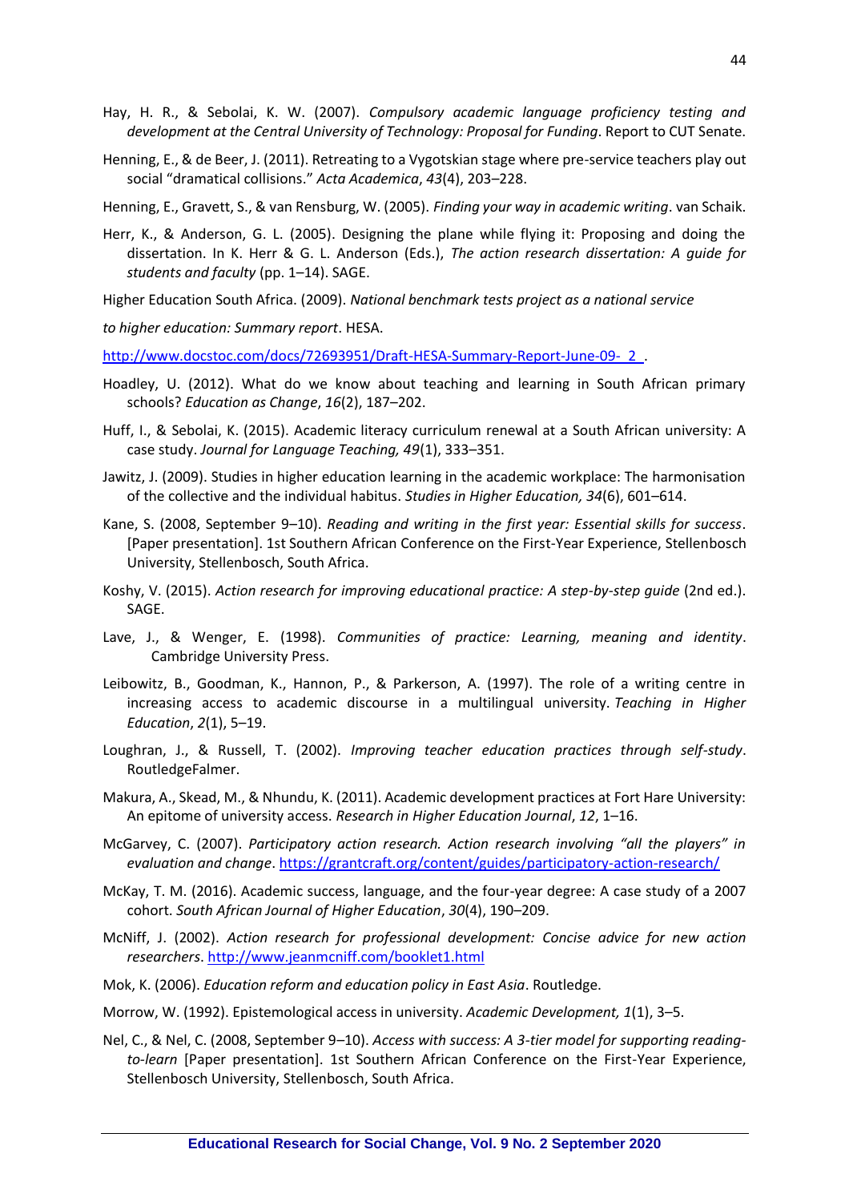Hay, H. R., & Sebolai, K. W. (2007). *Compulsory academic language proficiency testing and development at the Central University of Technology: Proposal for Funding*. Report to CUT Senate.

Henning, E., & de Beer, J. (2011). Retreating to a Vygotskian stage where pre-service teachers play out social "dramatical collisions." *Acta Academica*, *43*(4), 203–228.

Henning, E., Gravett, S., & van Rensburg, W. (2005). *Finding your way in academic writing*. van Schaik.

Herr, K., & Anderson, G. L. (2005). Designing the plane while flying it: Proposing and doing the dissertation. In K. Herr & G. L. Anderson (Eds.), *The action research dissertation: A guide for students and faculty* (pp. 1–14). SAGE.

Higher Education South Africa. (2009). *National benchmark tests project as a national service to higher education: Summary report*. HESA. http://www.docstoc.com/docs/72693951/Draft-HESA-Summary-Report-June-09-_2_.

Hoadley, U. (2012). What do we know about teaching and learning in South African primary schools? *Education as Change*, *16*(2), 187–202.

Huff, I., & Sebolai, K. (2015). Academic literacy curriculum renewal at a South African university: A case study. *Journal for Language Teaching, 49*(1), 333–351.

Jawitz, J. (2009). Studies in higher education learning in the academic workplace: The harmonisation of the collective and the individual habitus. *Studies in Higher Education, 34*(6), 601–614.

Kane, S. (2008, September 9–10). *Reading and writing in the first year: Essential skills for success*. [Paper presentation]. 1st Southern African Conference on the First-Year Experience, Stellenbosch University, Stellenbosch, South Africa.

Koshy, V. (2015). *Action research for improving educational practice: A step-by-step guide* (2nd ed.). SAGE.

Lave, J., & Wenger, E. (1998). *Communities of practice: Learning, meaning and identity*. Cambridge University Press.

Leibowitz, B., Goodman, K., Hannon, P., & Parkerson, A. (1997). The role of a writing centre in increasing access to academic discourse in a multilingual university. *Teaching in Higher Education*, *2*(1), 5–19.

Loughran, J., & Russell, T. (2002). *Improving teacher education practices through self-study*. RoutledgeFalmer.

Makura, A., Skead, M., & Nhundu, K. (2011). Academic development practices at Fort Hare University: An epitome of university access. *Research in Higher Education Journal*, *12*, 1–16.

McGarvey, C. (2007). *Participatory action research. Action research involving "all the players" in evaluation and change*. https://grantcraft.org/content/guides/participatory-action-research/

McKay, T. M. (2016). Academic success, language, and the four-year degree: A case study of a 2007 cohort. *South African Journal of Higher Education*, *30*(4), 190–209.

McNiff, J. (2002). *Action research for professional development: Concise advice for new action researchers*. http://www.jeanmcniff.com/booklet1.html

Mok, K. (2006). *Education reform and education policy in East Asia*. Routledge.

Morrow, W. (1992). Epistemological access in university. *Academic Development, 1*(1), 3–5.

Nel, C., & Nel, C. (2008, September 9–10). *Access with success: A 3-tier model for supporting reading-to-learn* [Paper presentation]. 1st Southern African Conference on the First-Year Experience, Stellenbosch University, Stellenbosch, South Africa.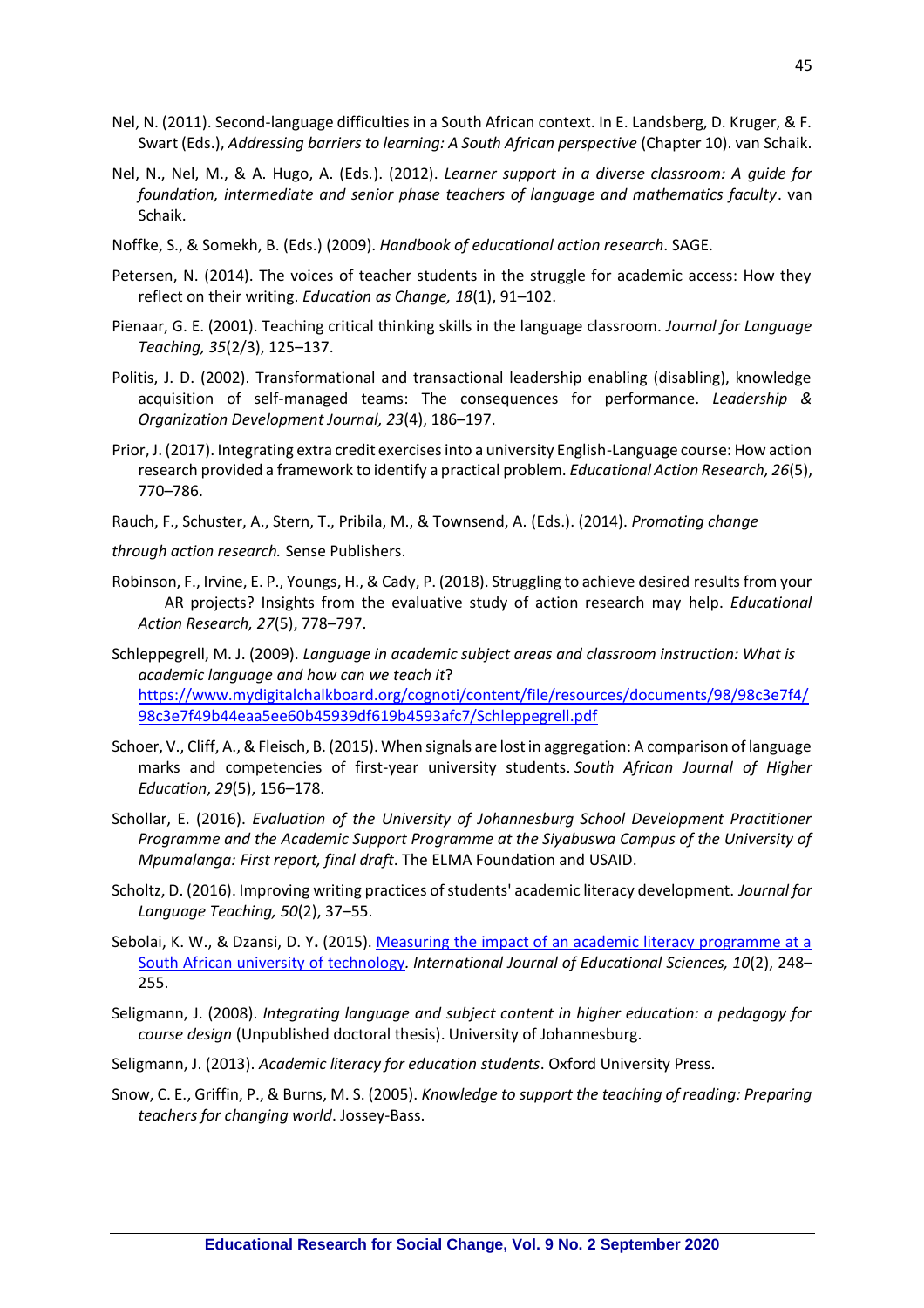Nel, N. (2011). Second-language difficulties in a South African context. In E. Landsberg, D. Kruger, & F. Swart (Eds.), *Addressing barriers to learning: A South African perspective* (Chapter 10). van Schaik.

Nel, N., Nel, M., & A. Hugo, A. (Eds.). (2012). *Learner support in a diverse classroom: A guide for foundation, intermediate and senior phase teachers of language and mathematics faculty*. van Schaik.

Noffke, S., & Somekh, B. (Eds.) (2009). *Handbook of educational action research*. SAGE.

Petersen, N. (2014). The voices of teacher students in the struggle for academic access: How they reflect on their writing. *Education as Change, 18*(1), 91–102.

Pienaar, G. E. (2001). Teaching critical thinking skills in the language classroom. *Journal for Language Teaching, 35*(2/3), 125–137.

Politis, J. D. (2002). Transformational and transactional leadership enabling (disabling), knowledge acquisition of self-managed teams: The consequences for performance. *Leadership & Organization Development Journal, 23*(4), 186–197.

Prior, J. (2017). Integrating extra credit exercises into a university English-Language course: How action research provided a framework to identify a practical problem. *Educational Action Research, 26*(5), 770–786.

Rauch, F., Schuster, A., Stern, T., Pribila, M., & Townsend, A. (Eds.). (2014). *Promoting change*

*through action research.* Sense Publishers.

Robinson, F., Irvine, E. P., Youngs, H., & Cady, P. (2018). Struggling to achieve desired results from your AR projects? Insights from the evaluative study of action research may help. *Educational Action Research, 27*(5), 778–797.

Schleppegrell, M. J. (2009). *Language in academic subject areas and classroom instruction: What is academic language and how can we teach it*? https://www.mydigitalchalkboard.org/cognoti/content/file/resources/documents/98/98c3e7f4/98c3e7f49b44eaa5ee60b45939df619b4593afc7/Schleppegrell.pdf

Schoer, V., Cliff, A., & Fleisch, B. (2015). When signals are lost in aggregation: A comparison of language marks and competencies of first-year university students. *South African Journal of Higher Education*, *29*(5), 156–178.

Schollar, E. (2016). *Evaluation of the University of Johannesburg School Development Practitioner Programme and the Academic Support Programme at the Siyabuswa Campus of the University of Mpumalanga: First report, final draft*. The ELMA Foundation and USAID.

Scholtz, D. (2016). Improving writing practices of students' academic literacy development. *Journal for Language Teaching, 50*(2), 37–55.

Sebolai, K. W., & Dzansi, D. Y. (2015). Measuring the impact of an academic literacy programme at a South African university of technology. *International Journal of Educational Sciences, 10*(2), 248–255.

Seligmann, J. (2008). *Integrating language and subject content in higher education: a pedagogy for course design* (Unpublished doctoral thesis). University of Johannesburg.

Seligmann, J. (2013). *Academic literacy for education students*. Oxford University Press.

Snow, C. E., Griffin, P., & Burns, M. S. (2005). *Knowledge to support the teaching of reading: Preparing teachers for changing world*. Jossey-Bass.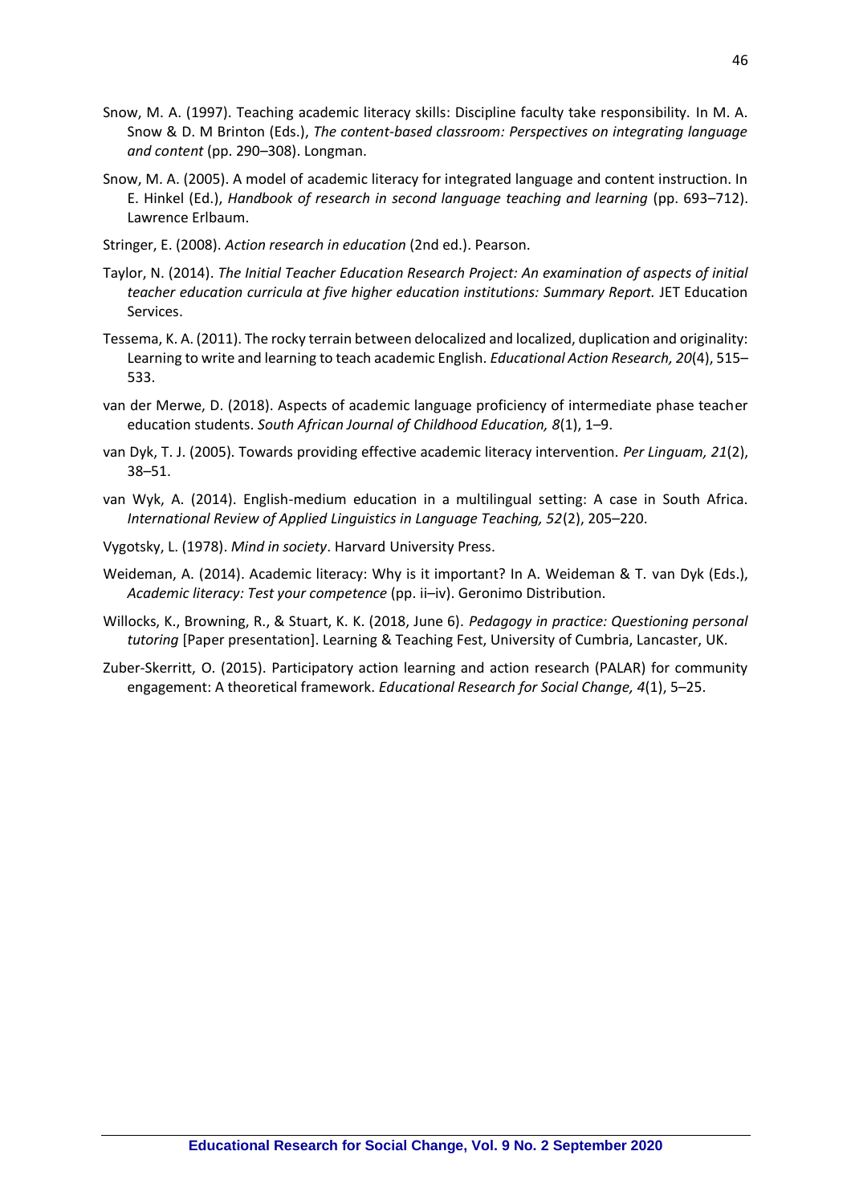Snow, M. A. (1997). Teaching academic literacy skills: Discipline faculty take responsibility. In M. A. Snow & D. M Brinton (Eds.), *The content-based classroom: Perspectives on integrating language and content* (pp. 290–308). Longman.

Snow, M. A. (2005). A model of academic literacy for integrated language and content instruction. In E. Hinkel (Ed.), *Handbook of research in second language teaching and learning* (pp. 693–712). Lawrence Erlbaum.

Stringer, E. (2008). *Action research in education* (2nd ed.). Pearson.

Taylor, N. (2014). *The Initial Teacher Education Research Project: An examination of aspects of initial teacher education curricula at five higher education institutions: Summary Report.* JET Education Services.

Tessema, K. A. (2011). The rocky terrain between delocalized and localized, duplication and originality: Learning to write and learning to teach academic English. *Educational Action Research, 20*(4), 515–533.

van der Merwe, D. (2018). Aspects of academic language proficiency of intermediate phase teacher education students. *South African Journal of Childhood Education, 8*(1), 1–9.

van Dyk, T. J. (2005). Towards providing effective academic literacy intervention. *Per Linguam, 21*(2), 38–51.

van Wyk, A. (2014). English-medium education in a multilingual setting: A case in South Africa. *International Review of Applied Linguistics in Language Teaching, 52*(2), 205–220.

Vygotsky, L. (1978). *Mind in society*. Harvard University Press.

Weideman, A. (2014). Academic literacy: Why is it important? In A. Weideman & T. van Dyk (Eds.), *Academic literacy: Test your competence* (pp. ii–iv). Geronimo Distribution.

Willocks, K., Browning, R., & Stuart, K. K. (2018, June 6). *Pedagogy in practice: Questioning personal tutoring* [Paper presentation]. Learning & Teaching Fest, University of Cumbria, Lancaster, UK.

Zuber-Skerritt, O. (2015). Participatory action learning and action research (PALAR) for community engagement: A theoretical framework. *Educational Research for Social Change, 4*(1), 5–25.